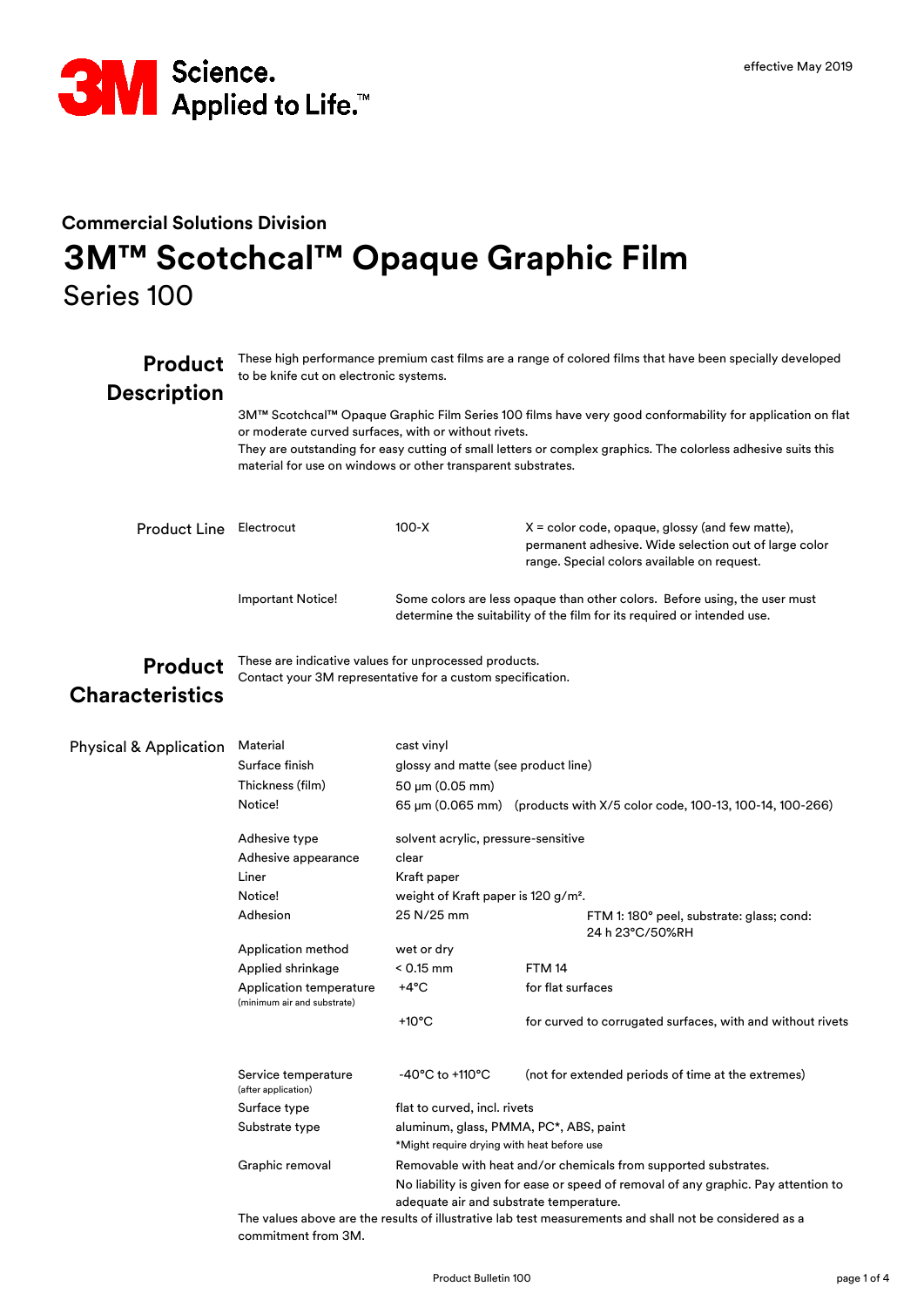effective May 2019

## Commercial Solutions Division

# 3M™ Scotchcal™ Opaque Graphic Film

Series 100

## Product Description

These high performance premium cast films are a range of colored films that have been specially developed to be knife cut on electronic systems.

3M™ Scotchcal™ Opaque Graphic Film Series 100 films have very good conformability for application on flat or moderate curved surfaces, with or without rivets.
They are outstanding for easy cutting of small letters or complex graphics. The colorless adhesive suits this material for use on windows or other transparent substrates.

### Product Line

| | | |
|---|---|---|
| Electrocut | 100-X | X = color code, opaque, glossy (and few matte), permanent adhesive. Wide selection out of large color range. Special colors available on request. |
| Important Notice! | Some colors are less opaque than other colors. Before using, the user must determine the suitability of the film for its required or intended use. | |

## Product Characteristics

These are indicative values for unprocessed products.
Contact your 3M representative for a custom specification.

### Physical & Application

| | | |
|---|---|---|
| Material | cast vinyl | |
| Surface finish | glossy and matte (see product line) | |
| Thickness (film) | 50 µm (0.05 mm) | |
| Notice! | 65 µm (0.065 mm) | (products with X/5 color code, 100-13, 100-14, 100-266) |
| Adhesive type | solvent acrylic, pressure-sensitive | |
| Adhesive appearance | clear | |
| Liner | Kraft paper | |
| Notice! | weight of Kraft paper is 120 g/m². | |
| Adhesion | 25 N/25 mm | FTM 1: 180° peel, substrate: glass; cond: 24 h 23°C/50%RH |
| Application method | wet or dry | |
| Applied shrinkage | < 0.15 mm | FTM 14 |
| Application temperature (minimum air and substrate) | +4°C | for flat surfaces |
| | +10°C | for curved to corrugated surfaces, with and without rivets |
| Service temperature (after application) | -40°C to +110°C | (not for extended periods of time at the extremes) |
| Surface type | flat to curved, incl. rivets | |
| Substrate type | aluminum, glass, PMMA, PC*, ABS, paint<br>*Might require drying with heat before use | |
| Graphic removal | Removable with heat and/or chemicals from supported substrates.<br>No liability is given for ease or speed of removal of any graphic. Pay attention to adequate air and substrate temperature. | |

The values above are the results of illustrative lab test measurements and shall not be considered as a commitment from 3M.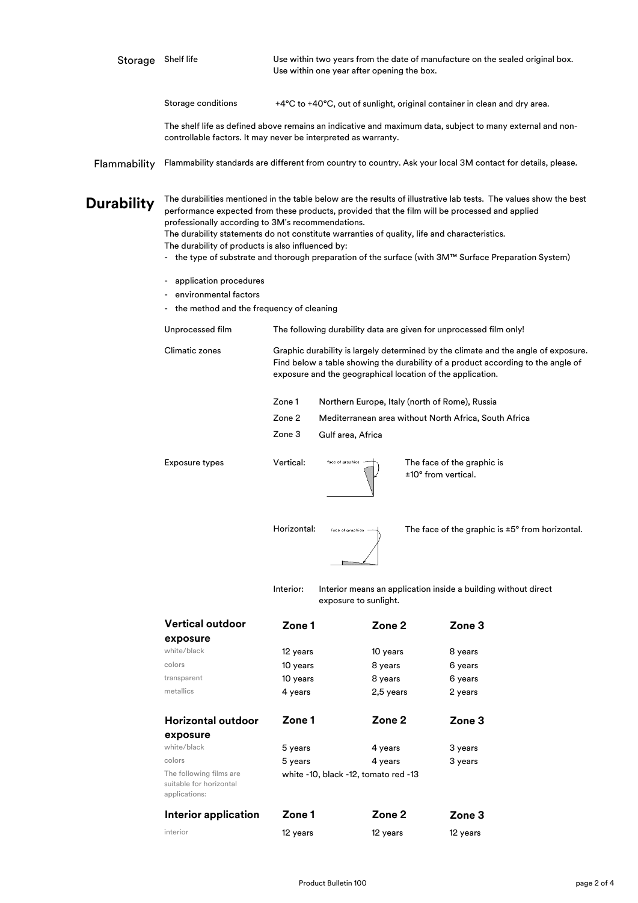## Storage

**Shelf life**

Use within two years from the date of manufacture on the sealed original box.
Use within one year after opening the box.

**Storage conditions**

+4°C to +40°C, out of sunlight, original container in clean and dry area.

The shelf life as defined above remains an indicative and maximum data, subject to many external and non-controllable factors. It may never be interpreted as warranty.

## Flammability

Flammability standards are different from country to country. Ask your local 3M contact for details, please.

# Durability

The durabilities mentioned in the table below are the results of illustrative lab tests. The values show the best performance expected from these products, provided that the film will be processed and applied professionally according to 3M's recommendations.
The durability statements do not constitute warranties of quality, life and characteristics.
The durability of products is also influenced by:

- the type of substrate and thorough preparation of the surface (with 3M™ Surface Preparation System)
- application procedures
- environmental factors
- the method and the frequency of cleaning

**Unprocessed film**

The following durability data are given for unprocessed film only!

**Climatic zones**

Graphic durability is largely determined by the climate and the angle of exposure. Find below a table showing the durability of a product according to the angle of exposure and the geographical location of the application.

| | |
|---|---|
| Zone 1 | Northern Europe, Italy (north of Rome), Russia |
| Zone 2 | Mediterranean area without North Africa, South Africa |
| Zone 3 | Gulf area, Africa |

**Exposure types**

Vertical: The face of the graphic is ±10° from vertical.

Horizontal: The face of the graphic is ±5° from horizontal.

Interior: Interior means an application inside a building without direct exposure to sunlight.

| Vertical outdoor exposure | Zone 1 | Zone 2 | Zone 3 |
|---|---|---|---|
| white/black | 12 years | 10 years | 8 years |
| colors | 10 years | 8 years | 6 years |
| transparent | 10 years | 8 years | 6 years |
| metallics | 4 years | 2,5 years | 2 years |

| Horizontal outdoor exposure | Zone 1 | Zone 2 | Zone 3 |
|---|---|---|---|
| white/black | 5 years | 4 years | 3 years |
| colors | 5 years | 4 years | 3 years |
| The following films are suitable for horizontal applications: | white -10, black -12, tomato red -13 | | |

| Interior application | Zone 1 | Zone 2 | Zone 3 |
|---|---|---|---|
| interior | 12 years | 12 years | 12 years |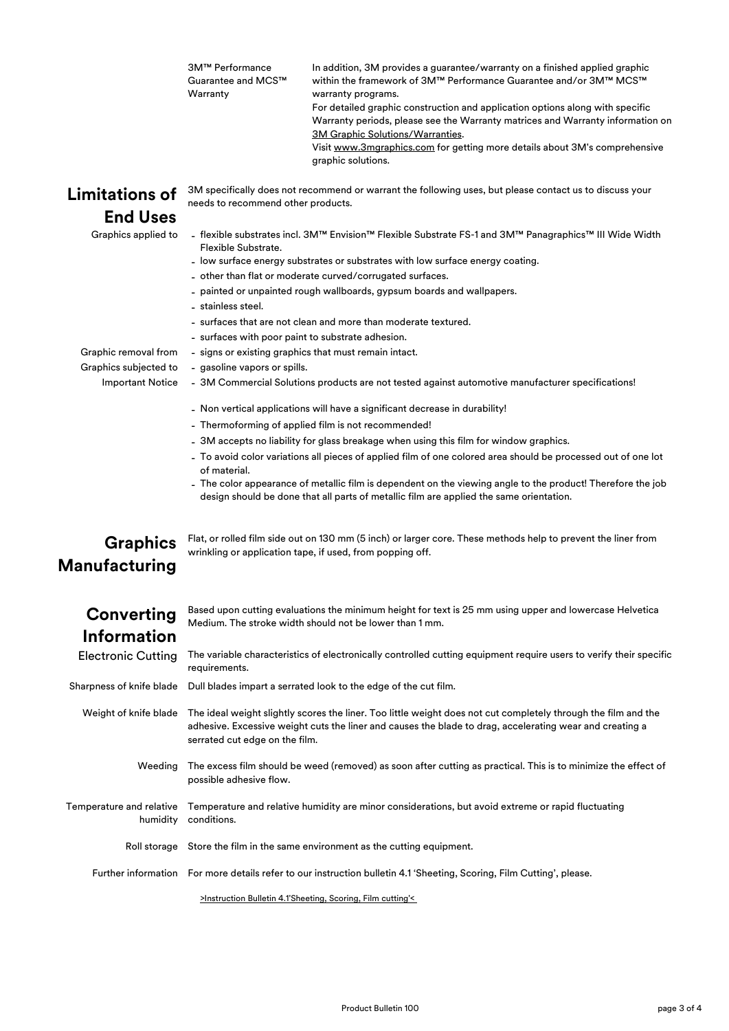**3M™ Performance Guarantee and MCS™ Warranty**

In addition, 3M provides a guarantee/warranty on a finished applied graphic within the framework of 3M™ Performance Guarantee and/or 3M™ MCS™ warranty programs.
For detailed graphic construction and application options along with specific Warranty periods, please see the Warranty matrices and Warranty information on 3M Graphic Solutions/Warranties.
Visit www.3mgraphics.com for getting more details about 3M's comprehensive graphic solutions.

## Limitations of End Uses

3M specifically does not recommend or warrant the following uses, but please contact us to discuss your needs to recommend other products.

**Graphics applied to**

- flexible substrates incl. 3M™ Envision™ Flexible Substrate FS-1 and 3M™ Panagraphics™ III Wide Width Flexible Substrate.
- low surface energy substrates or substrates with low surface energy coating.
- other than flat or moderate curved/corrugated surfaces.
- painted or unpainted rough wallboards, gypsum boards and wallpapers.
- stainless steel.
- surfaces that are not clean and more than moderate textured.
- surfaces with poor paint to substrate adhesion.

**Graphic removal from**

- signs or existing graphics that must remain intact.

**Graphics subjected to**

- gasoline vapors or spills.

**Important Notice**

- 3M Commercial Solutions products are not tested against automotive manufacturer specifications!
- Non vertical applications will have a significant decrease in durability!
- Thermoforming of applied film is not recommended!
- 3M accepts no liability for glass breakage when using this film for window graphics.
- To avoid color variations all pieces of applied film of one colored area should be processed out of one lot of material.
- The color appearance of metallic film is dependent on the viewing angle to the product! Therefore the job design should be done that all parts of metallic film are applied the same orientation.

## Graphics Manufacturing

Flat, or rolled film side out on 130 mm (5 inch) or larger core. These methods help to prevent the liner from wrinkling or application tape, if used, from popping off.

## Converting Information

Based upon cutting evaluations the minimum height for text is 25 mm using upper and lowercase Helvetica Medium. The stroke width should not be lower than 1 mm.

**Electronic Cutting**
The variable characteristics of electronically controlled cutting equipment require users to verify their specific requirements.

**Sharpness of knife blade**
Dull blades impart a serrated look to the edge of the cut film.

**Weight of knife blade**
The ideal weight slightly scores the liner. Too little weight does not cut completely through the film and the adhesive. Excessive weight cuts the liner and causes the blade to drag, accelerating wear and creating a serrated cut edge on the film.

**Weeding**
The excess film should be weed (removed) as soon after cutting as practical. This is to minimize the effect of possible adhesive flow.

**Temperature and relative humidity**
Temperature and relative humidity are minor considerations, but avoid extreme or rapid fluctuating conditions.

**Roll storage**
Store the film in the same environment as the cutting equipment.

**Further information**
For more details refer to our instruction bulletin 4.1 'Sheeting, Scoring, Film Cutting', please.

>Instruction Bulletin 4.1'Sheeting, Scoring, Film cutting'<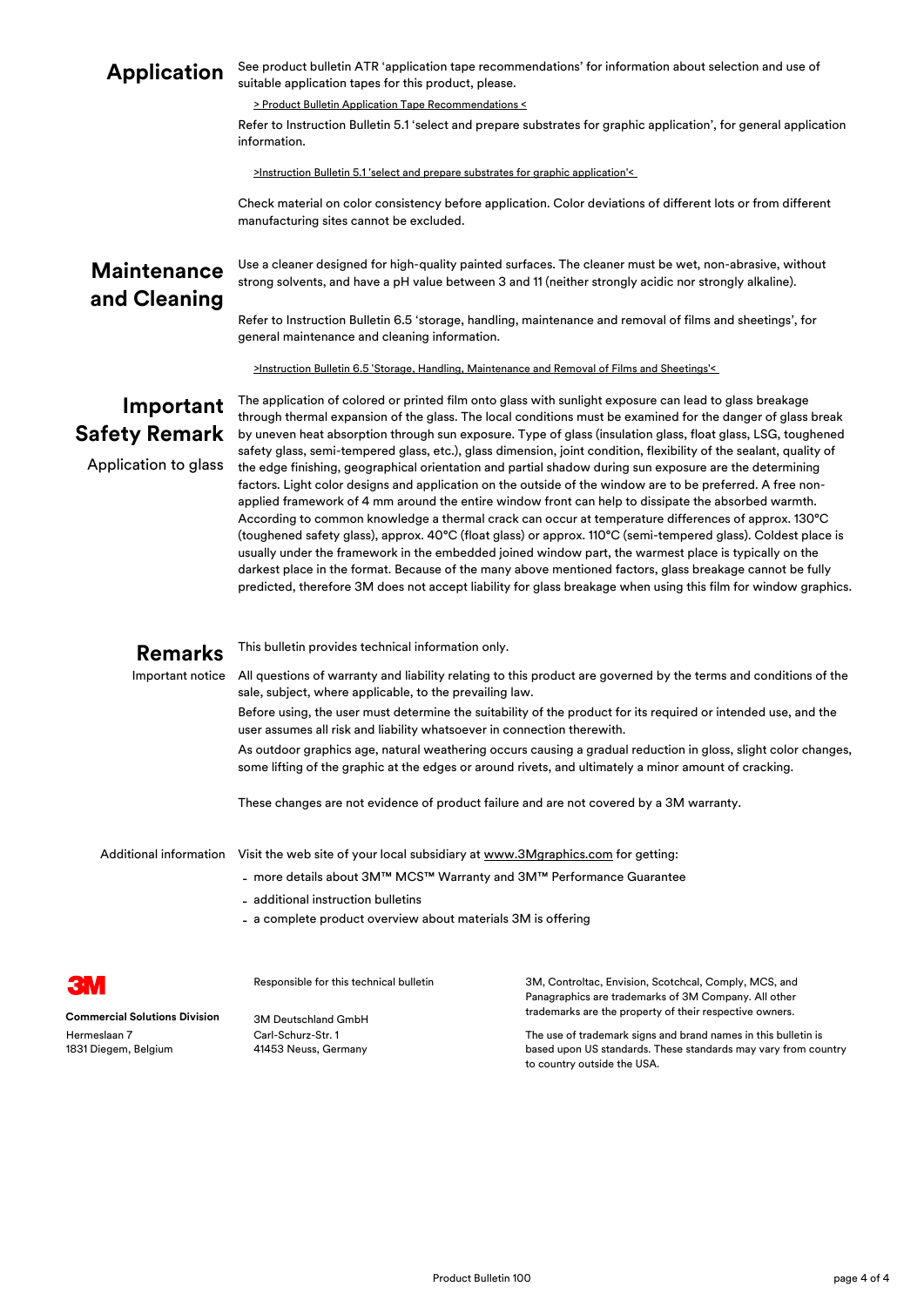## Application

See product bulletin ATR 'application tape recommendations' for information about selection and use of suitable application tapes for this product, please.

> Product Bulletin Application Tape Recommendations <

Refer to Instruction Bulletin 5.1 'select and prepare substrates for graphic application', for general application information.

>Instruction Bulletin 5.1 'select and prepare substrates for graphic application'<

Check material on color consistency before application. Color deviations of different lots or from different manufacturing sites cannot be excluded.

## Maintenance and Cleaning

Use a cleaner designed for high-quality painted surfaces. The cleaner must be wet, non-abrasive, without strong solvents, and have a pH value between 3 and 11 (neither strongly acidic nor strongly alkaline).

Refer to Instruction Bulletin 6.5 'storage, handling, maintenance and removal of films and sheetings', for general maintenance and cleaning information.

>Instruction Bulletin 6.5 'Storage, Handling, Maintenance and Removal of Films and Sheetings'<

## Important Safety Remark

### Application to glass

The application of colored or printed film onto glass with sunlight exposure can lead to glass breakage through thermal expansion of the glass. The local conditions must be examined for the danger of glass break by uneven heat absorption through sun exposure. Type of glass (insulation glass, float glass, LSG, toughened safety glass, semi-tempered glass, etc.), glass dimension, joint condition, flexibility of the sealant, quality of the edge finishing, geographical orientation and partial shadow during sun exposure are the determining factors. Light color designs and application on the outside of the window are to be preferred. A free non-applied framework of 4 mm around the entire window front can help to dissipate the absorbed warmth. According to common knowledge a thermal crack can occur at temperature differences of approx. 130°C (toughened safety glass), approx. 40°C (float glass) or approx. 110°C (semi-tempered glass). Coldest place is usually under the framework in the embedded joined window part, the warmest place is typically on the darkest place in the format. Because of the many above mentioned factors, glass breakage cannot be fully predicted, therefore 3M does not accept liability for glass breakage when using this film for window graphics.

## Remarks

This bulletin provides technical information only.

### Important notice

All questions of warranty and liability relating to this product are governed by the terms and conditions of the sale, subject, where applicable, to the prevailing law.

Before using, the user must determine the suitability of the product for its required or intended use, and the user assumes all risk and liability whatsoever in connection therewith.

As outdoor graphics age, natural weathering occurs causing a gradual reduction in gloss, slight color changes, some lifting of the graphic at the edges or around rivets, and ultimately a minor amount of cracking.

These changes are not evidence of product failure and are not covered by a 3M warranty.

### Additional information

Visit the web site of your local subsidiary at www.3Mgraphics.com for getting:

- more details about 3M™ MCS™ Warranty and 3M™ Performance Guarantee
- additional instruction bulletins
- a complete product overview about materials 3M is offering

3M

**Commercial Solutions Division**
Hermeslaan 7
1831 Diegem, Belgium

Responsible for this technical bulletin

3M Deutschland GmbH
Carl-Schurz-Str. 1
41453 Neuss, Germany

3M, Controltac, Envision, Scotchcal, Comply, MCS, and Panagraphics are trademarks of 3M Company. All other trademarks are the property of their respective owners.

The use of trademark signs and brand names in this bulletin is based upon US standards. These standards may vary from country to country outside the USA.